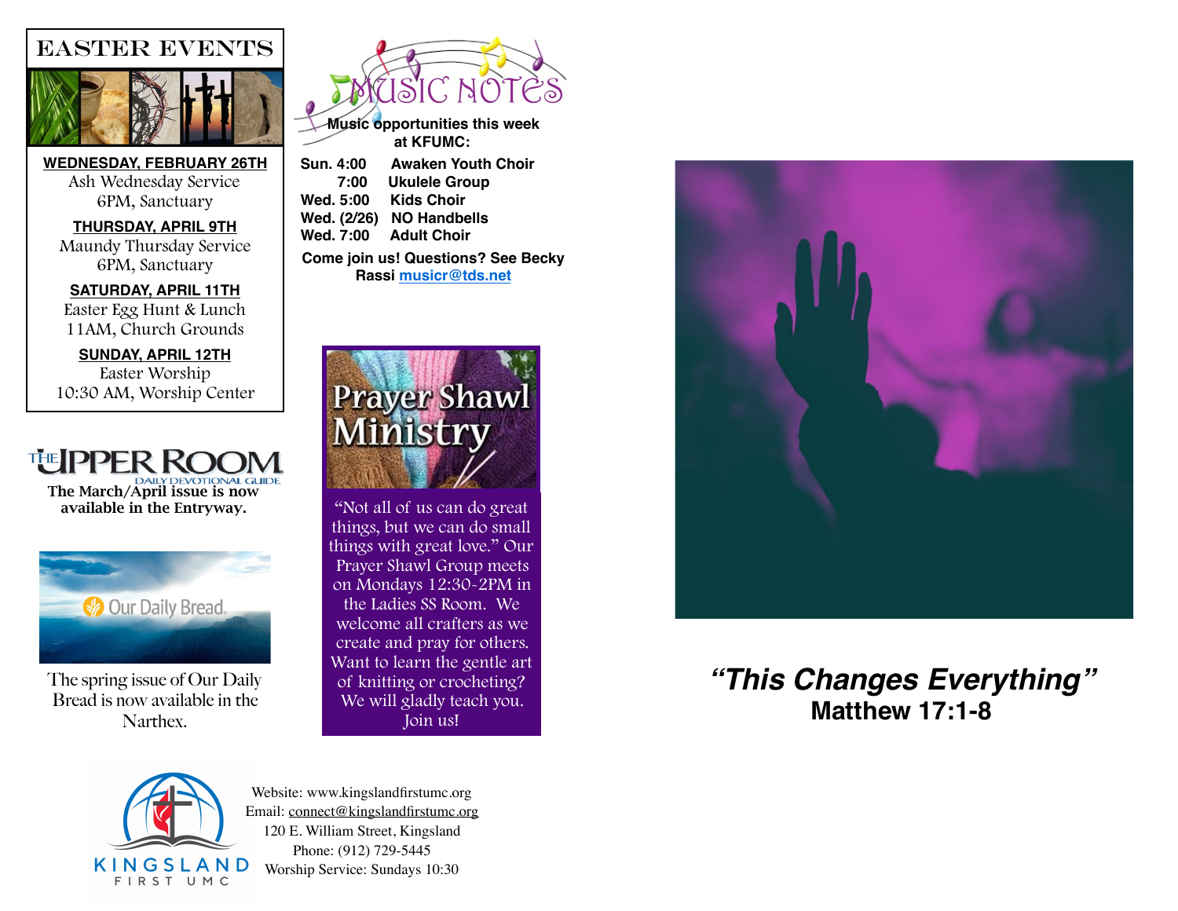# EASTER EVENTS

**WEDNESDAY, FEBRUARY 26TH**
Ash Wednesday Service
6PM, Sanctuary

**THURSDAY, APRIL 9TH**
Maundy Thursday Service
6PM, Sanctuary

**SATURDAY, APRIL 11TH**
Easter Egg Hunt & Lunch
11AM, Church Grounds

**SUNDAY, APRIL 12TH**
Easter Worship
10:30 AM, Worship Center

## THE UPPER ROOM
DAILY DEVOTIONAL GUIDE

**The March/April issue is now available in the Entryway.**

## Our Daily Bread

The spring issue of Our Daily Bread is now available in the Narthex.

## MUSIC NOTES

**Music opportunities this week at KFUMC:**

**Sun. 4:00 Awaken Youth Choir**
**7:00 Ukulele Group**
**Wed. 5:00 Kids Choir**
**Wed. (2/26) NO Handbells**
**Wed. 7:00 Adult Choir**

**Come join us! Questions? See Becky Rassi musicr@tds.net**

## Prayer Shawl Ministry

"Not all of us can do great things, but we can do small things with great love." Our Prayer Shawl Group meets on Mondays 12:30-2PM in the Ladies SS Room. We welcome all crafters as we create and pray for others. Want to learn the gentle art of knitting or crocheting? We will gladly teach you. Join us!

KINGSLAND FIRST UMC

Website: www.kingslandfirstumc.org
Email: connect@kingslandfirstumc.org
120 E. William Street, Kingsland
Phone: (912) 729-5445
Worship Service: Sundays 10:30

# *"This Changes Everything"*
## Matthew 17:1-8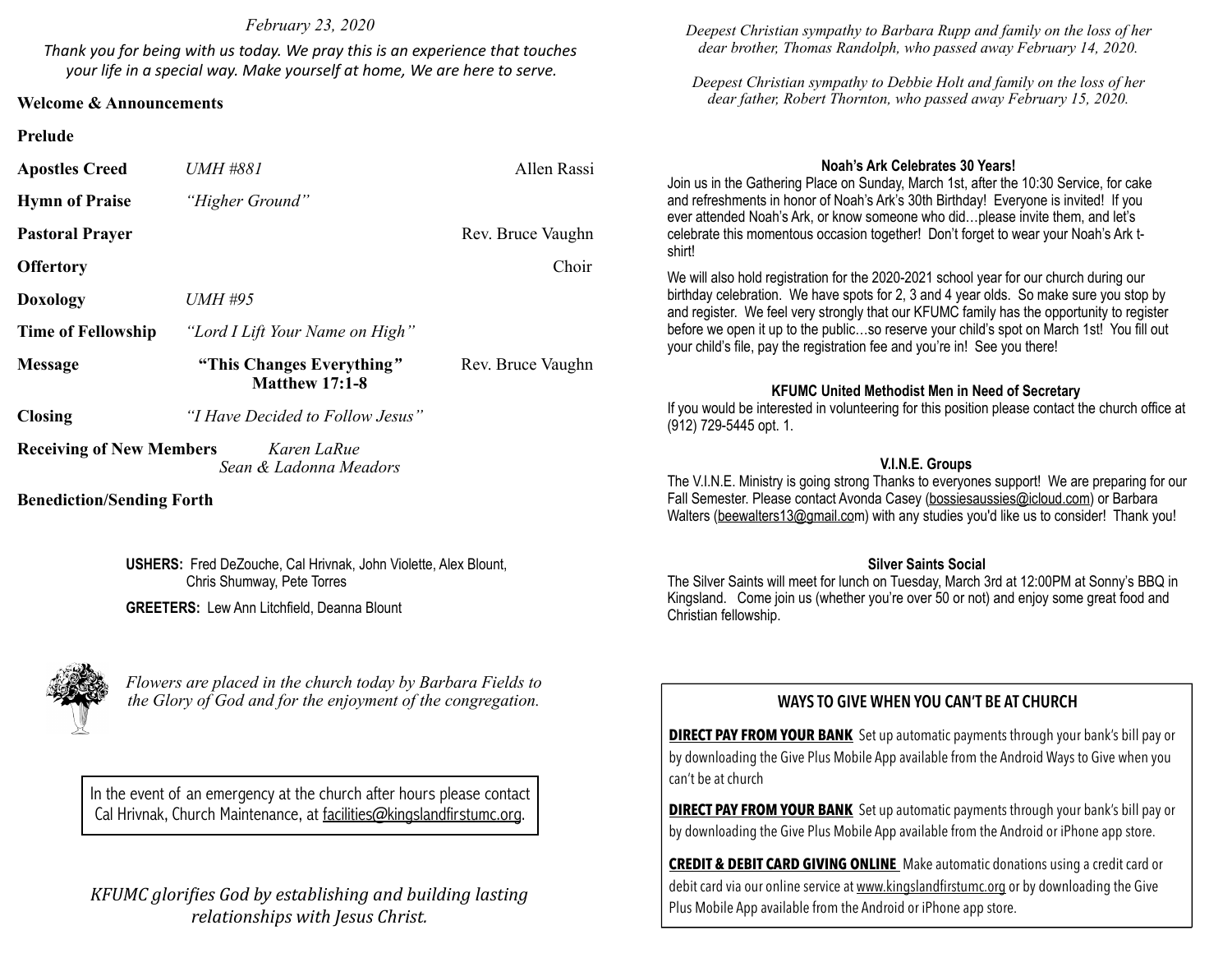*February 23, 2020*

*Thank you for being with us today. We pray this is an experience that touches your life in a special way. Make yourself at home, We are here to serve.*

**Welcome & Announcements**

**Prelude**

| | | |
|---|---|---|
| **Apostles Creed** | *UMH #881* | Allen Rassi |
| **Hymn of Praise** | *"Higher Ground"* | |
| **Pastoral Prayer** | | Rev. Bruce Vaughn |
| **Offertory** | | Choir |
| **Doxology** | *UMH #95* | |
| **Time of Fellowship** | *"Lord I Lift Your Name on High"* | |
| **Message** | **"This Changes Everything" Matthew 17:1-8** | Rev. Bruce Vaughn |
| **Closing** | *"I Have Decided to Follow Jesus"* | |

**Receiving of New Members** *Karen LaRue*
*Sean & Ladonna Meadors*

**Benediction/Sending Forth**

**USHERS:** Fred DeZouche, Cal Hrivnak, John Violette, Alex Blount, Chris Shumway, Pete Torres

**GREETERS:** Lew Ann Litchfield, Deanna Blount

*Flowers are placed in the church today by Barbara Fields to the Glory of God and for the enjoyment of the congregation.*

In the event of an emergency at the church after hours please contact Cal Hrivnak, Church Maintenance, at facilities@kingslandfirstumc.org.

*KFUMC glorifies God by establishing and building lasting relationships with Jesus Christ.*

*Deepest Christian sympathy to Barbara Rupp and family on the loss of her dear brother, Thomas Randolph, who passed away February 14, 2020.*

*Deepest Christian sympathy to Debbie Holt and family on the loss of her dear father, Robert Thornton, who passed away February 15, 2020.*

**Noah's Ark Celebrates 30 Years!**

Join us in the Gathering Place on Sunday, March 1st, after the 10:30 Service, for cake and refreshments in honor of Noah's Ark's 30th Birthday! Everyone is invited! If you ever attended Noah's Ark, or know someone who did…please invite them, and let's celebrate this momentous occasion together! Don't forget to wear your Noah's Ark t-shirt!

We will also hold registration for the 2020-2021 school year for our church during our birthday celebration. We have spots for 2, 3 and 4 year olds. So make sure you stop by and register. We feel very strongly that our KFUMC family has the opportunity to register before we open it up to the public…so reserve your child's spot on March 1st! You fill out your child's file, pay the registration fee and you're in! See you there!

**KFUMC United Methodist Men in Need of Secretary**

If you would be interested in volunteering for this position please contact the church office at (912) 729-5445 opt. 1.

**V.I.N.E. Groups**

The V.I.N.E. Ministry is going strong Thanks to everyones support! We are preparing for our Fall Semester. Please contact Avonda Casey (bossiesaussies@icloud.com) or Barbara Walters (beewalters13@gmail.com) with any studies you'd like us to consider! Thank you!

**Silver Saints Social**

The Silver Saints will meet for lunch on Tuesday, March 3rd at 12:00PM at Sonny's BBQ in Kingsland. Come join us (whether you're over 50 or not) and enjoy some great food and Christian fellowship.

**WAYS TO GIVE WHEN YOU CAN'T BE AT CHURCH**

**DIRECT PAY FROM YOUR BANK** Set up automatic payments through your bank's bill pay or by downloading the Give Plus Mobile App available from the Android Ways to Give when you can't be at church

**DIRECT PAY FROM YOUR BANK** Set up automatic payments through your bank's bill pay or by downloading the Give Plus Mobile App available from the Android or iPhone app store.

**CREDIT & DEBIT CARD GIVING ONLINE** Make automatic donations using a credit card or debit card via our online service at www.kingslandfirstumc.org or by downloading the Give Plus Mobile App available from the Android or iPhone app store.